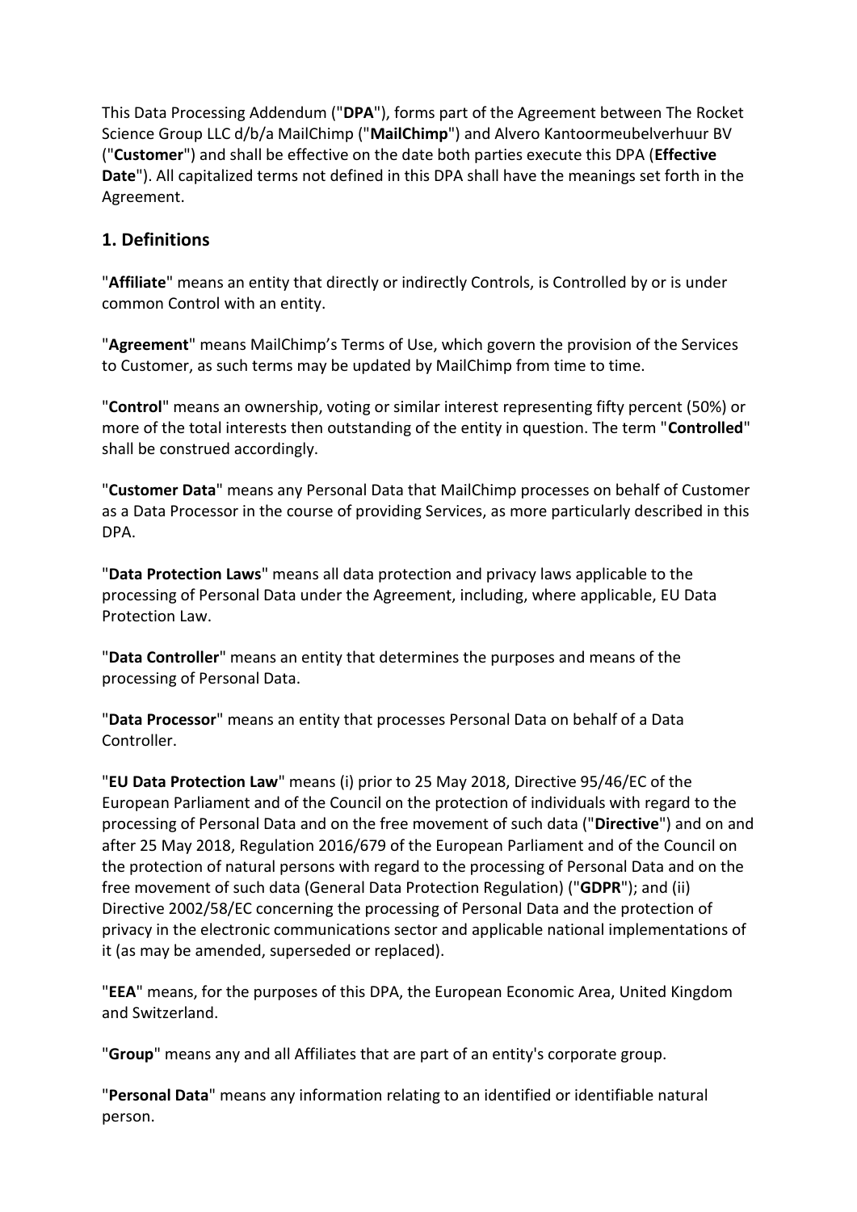This Data Processing Addendum ("**DPA**"), forms part of the Agreement between The Rocket Science Group LLC d/b/a MailChimp ("**MailChimp**") and Alvero Kantoormeubelverhuur BV ("**Customer**") and shall be effective on the date both parties execute this DPA (**Effective Date**"). All capitalized terms not defined in this DPA shall have the meanings set forth in the Agreement.

## 1. Definitions

"**Affiliate**" means an entity that directly or indirectly Controls, is Controlled by or is under common Control with an entity.

"**Agreement**" means MailChimp's Terms of Use, which govern the provision of the Services to Customer, as such terms may be updated by MailChimp from time to time.

"**Control**" means an ownership, voting or similar interest representing fifty percent (50%) or more of the total interests then outstanding of the entity in question. The term "**Controlled**" shall be construed accordingly.

"**Customer Data**" means any Personal Data that MailChimp processes on behalf of Customer as a Data Processor in the course of providing Services, as more particularly described in this DPA.

"**Data Protection Laws**" means all data protection and privacy laws applicable to the processing of Personal Data under the Agreement, including, where applicable, EU Data Protection Law.

"**Data Controller**" means an entity that determines the purposes and means of the processing of Personal Data.

"**Data Processor**" means an entity that processes Personal Data on behalf of a Data Controller.

"**EU Data Protection Law**" means (i) prior to 25 May 2018, Directive 95/46/EC of the European Parliament and of the Council on the protection of individuals with regard to the processing of Personal Data and on the free movement of such data ("**Directive**") and on and after 25 May 2018, Regulation 2016/679 of the European Parliament and of the Council on the protection of natural persons with regard to the processing of Personal Data and on the free movement of such data (General Data Protection Regulation) ("**GDPR**"); and (ii) Directive 2002/58/EC concerning the processing of Personal Data and the protection of privacy in the electronic communications sector and applicable national implementations of it (as may be amended, superseded or replaced).

"**EEA**" means, for the purposes of this DPA, the European Economic Area, United Kingdom and Switzerland.

"**Group**" means any and all Affiliates that are part of an entity's corporate group.

"**Personal Data**" means any information relating to an identified or identifiable natural person.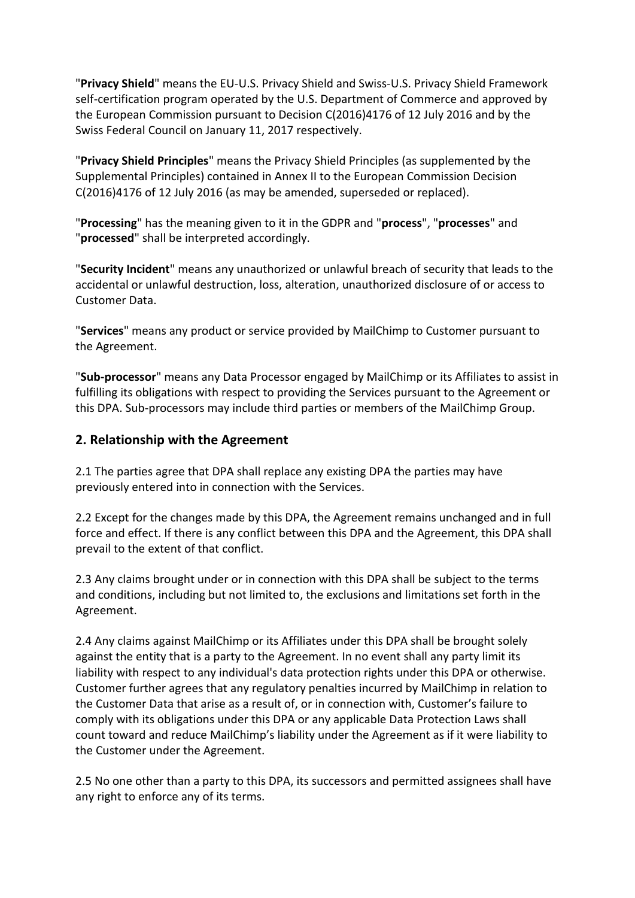"**Privacy Shield**" means the EU-U.S. Privacy Shield and Swiss-U.S. Privacy Shield Framework self-certification program operated by the U.S. Department of Commerce and approved by the European Commission pursuant to Decision C(2016)4176 of 12 July 2016 and by the Swiss Federal Council on January 11, 2017 respectively.

"**Privacy Shield Principles**" means the Privacy Shield Principles (as supplemented by the Supplemental Principles) contained in Annex II to the European Commission Decision C(2016)4176 of 12 July 2016 (as may be amended, superseded or replaced).

"**Processing**" has the meaning given to it in the GDPR and "**process**", "**processes**" and "**processed**" shall be interpreted accordingly.

"**Security Incident**" means any unauthorized or unlawful breach of security that leads to the accidental or unlawful destruction, loss, alteration, unauthorized disclosure of or access to Customer Data.

"**Services**" means any product or service provided by MailChimp to Customer pursuant to the Agreement.

"**Sub-processor**" means any Data Processor engaged by MailChimp or its Affiliates to assist in fulfilling its obligations with respect to providing the Services pursuant to the Agreement or this DPA. Sub-processors may include third parties or members of the MailChimp Group.

## 2. Relationship with the Agreement

2.1 The parties agree that DPA shall replace any existing DPA the parties may have previously entered into in connection with the Services.

2.2 Except for the changes made by this DPA, the Agreement remains unchanged and in full force and effect. If there is any conflict between this DPA and the Agreement, this DPA shall prevail to the extent of that conflict.

2.3 Any claims brought under or in connection with this DPA shall be subject to the terms and conditions, including but not limited to, the exclusions and limitations set forth in the Agreement.

2.4 Any claims against MailChimp or its Affiliates under this DPA shall be brought solely against the entity that is a party to the Agreement. In no event shall any party limit its liability with respect to any individual's data protection rights under this DPA or otherwise. Customer further agrees that any regulatory penalties incurred by MailChimp in relation to the Customer Data that arise as a result of, or in connection with, Customer's failure to comply with its obligations under this DPA or any applicable Data Protection Laws shall count toward and reduce MailChimp's liability under the Agreement as if it were liability to the Customer under the Agreement.

2.5 No one other than a party to this DPA, its successors and permitted assignees shall have any right to enforce any of its terms.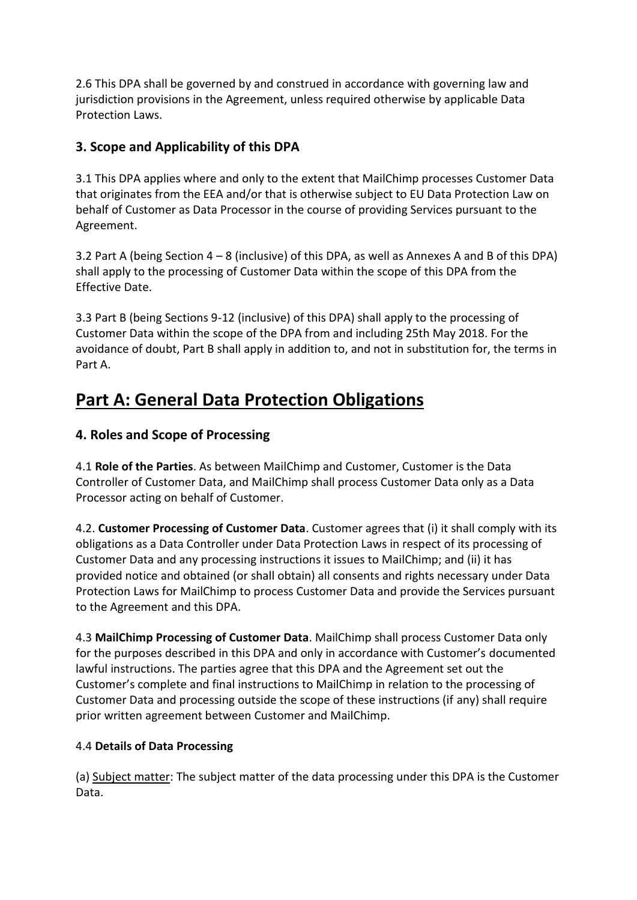2.6 This DPA shall be governed by and construed in accordance with governing law and jurisdiction provisions in the Agreement, unless required otherwise by applicable Data Protection Laws.

### 3. Scope and Applicability of this DPA

3.1 This DPA applies where and only to the extent that MailChimp processes Customer Data that originates from the EEA and/or that is otherwise subject to EU Data Protection Law on behalf of Customer as Data Processor in the course of providing Services pursuant to the Agreement.

3.2 Part A (being Section 4 – 8 (inclusive) of this DPA, as well as Annexes A and B of this DPA) shall apply to the processing of Customer Data within the scope of this DPA from the Effective Date.

3.3 Part B (being Sections 9-12 (inclusive) of this DPA) shall apply to the processing of Customer Data within the scope of the DPA from and including 25th May 2018. For the avoidance of doubt, Part B shall apply in addition to, and not in substitution for, the terms in Part A.

## Part A: General Data Protection Obligations

### 4. Roles and Scope of Processing

4.1 **Role of the Parties**. As between MailChimp and Customer, Customer is the Data Controller of Customer Data, and MailChimp shall process Customer Data only as a Data Processor acting on behalf of Customer.

4.2. **Customer Processing of Customer Data**. Customer agrees that (i) it shall comply with its obligations as a Data Controller under Data Protection Laws in respect of its processing of Customer Data and any processing instructions it issues to MailChimp; and (ii) it has provided notice and obtained (or shall obtain) all consents and rights necessary under Data Protection Laws for MailChimp to process Customer Data and provide the Services pursuant to the Agreement and this DPA.

4.3 **MailChimp Processing of Customer Data**. MailChimp shall process Customer Data only for the purposes described in this DPA and only in accordance with Customer's documented lawful instructions. The parties agree that this DPA and the Agreement set out the Customer's complete and final instructions to MailChimp in relation to the processing of Customer Data and processing outside the scope of these instructions (if any) shall require prior written agreement between Customer and MailChimp.

4.4 **Details of Data Processing**

(a) Subject matter: The subject matter of the data processing under this DPA is the Customer Data.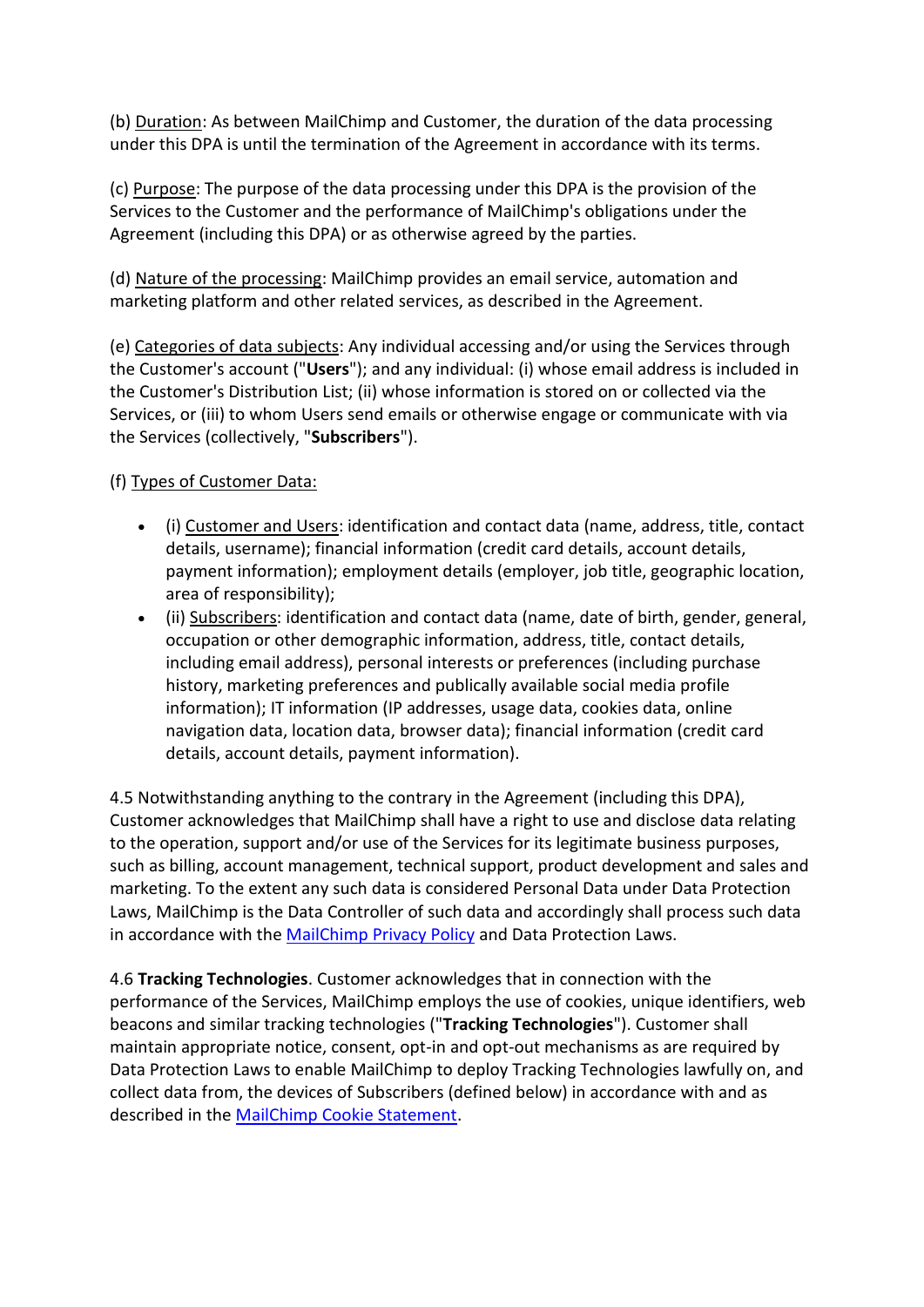(b) Duration: As between MailChimp and Customer, the duration of the data processing under this DPA is until the termination of the Agreement in accordance with its terms.

(c) Purpose: The purpose of the data processing under this DPA is the provision of the Services to the Customer and the performance of MailChimp's obligations under the Agreement (including this DPA) or as otherwise agreed by the parties.

(d) Nature of the processing: MailChimp provides an email service, automation and marketing platform and other related services, as described in the Agreement.

(e) Categories of data subjects: Any individual accessing and/or using the Services through the Customer's account ("**Users**"); and any individual: (i) whose email address is included in the Customer's Distribution List; (ii) whose information is stored on or collected via the Services, or (iii) to whom Users send emails or otherwise engage or communicate with via the Services (collectively, "**Subscribers**").

(f) Types of Customer Data:

- (i) Customer and Users: identification and contact data (name, address, title, contact details, username); financial information (credit card details, account details, payment information); employment details (employer, job title, geographic location, area of responsibility);
- (ii) Subscribers: identification and contact data (name, date of birth, gender, general, occupation or other demographic information, address, title, contact details, including email address), personal interests or preferences (including purchase history, marketing preferences and publically available social media profile information); IT information (IP addresses, usage data, cookies data, online navigation data, location data, browser data); financial information (credit card details, account details, payment information).

4.5 Notwithstanding anything to the contrary in the Agreement (including this DPA), Customer acknowledges that MailChimp shall have a right to use and disclose data relating to the operation, support and/or use of the Services for its legitimate business purposes, such as billing, account management, technical support, product development and sales and marketing. To the extent any such data is considered Personal Data under Data Protection Laws, MailChimp is the Data Controller of such data and accordingly shall process such data in accordance with the MailChimp Privacy Policy and Data Protection Laws.

4.6 **Tracking Technologies**. Customer acknowledges that in connection with the performance of the Services, MailChimp employs the use of cookies, unique identifiers, web beacons and similar tracking technologies ("**Tracking Technologies**"). Customer shall maintain appropriate notice, consent, opt-in and opt-out mechanisms as are required by Data Protection Laws to enable MailChimp to deploy Tracking Technologies lawfully on, and collect data from, the devices of Subscribers (defined below) in accordance with and as described in the MailChimp Cookie Statement.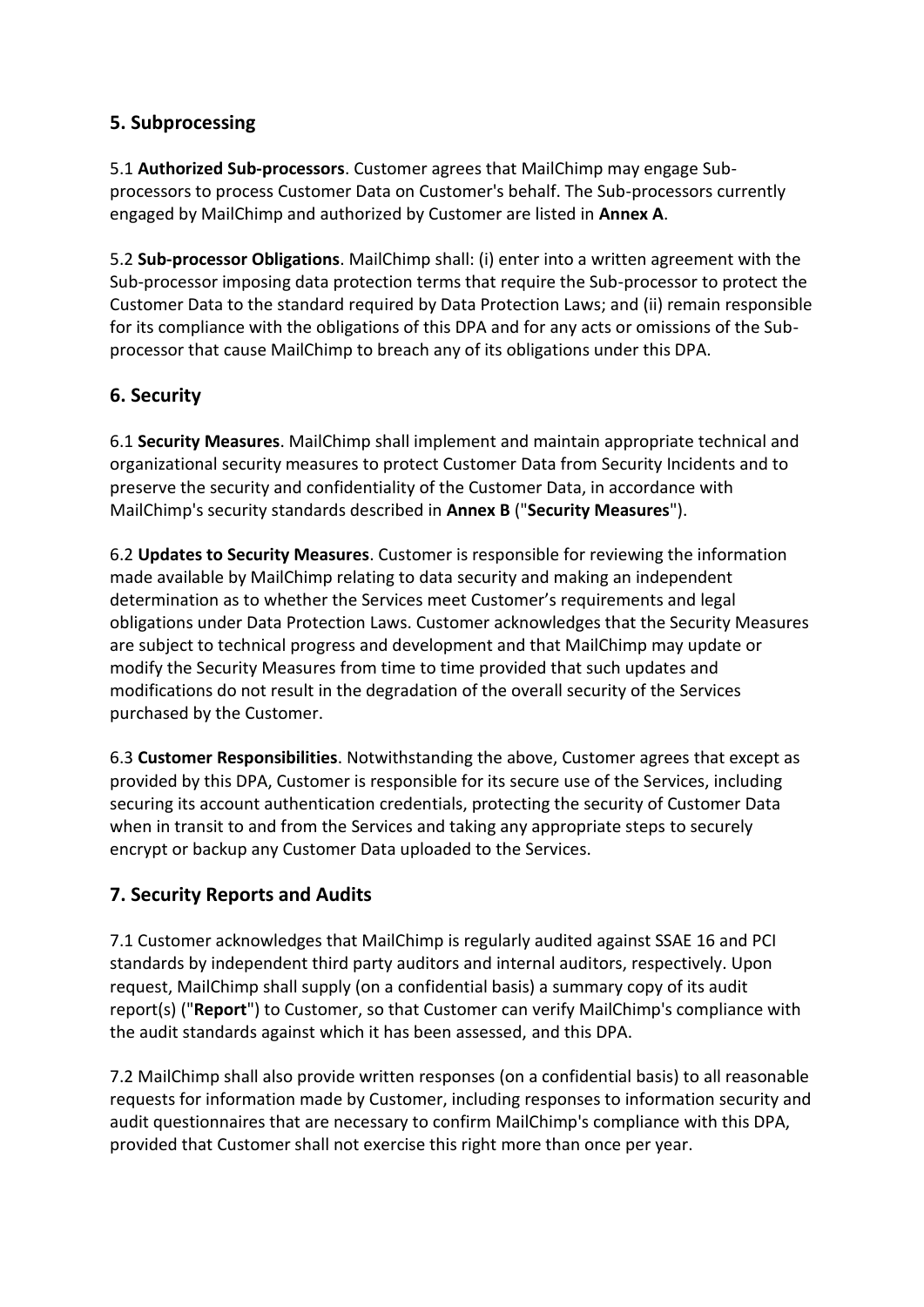## 5. Subprocessing

5.1 **Authorized Sub-processors**. Customer agrees that MailChimp may engage Sub-processors to process Customer Data on Customer's behalf. The Sub-processors currently engaged by MailChimp and authorized by Customer are listed in **Annex A**.

5.2 **Sub-processor Obligations**. MailChimp shall: (i) enter into a written agreement with the Sub-processor imposing data protection terms that require the Sub-processor to protect the Customer Data to the standard required by Data Protection Laws; and (ii) remain responsible for its compliance with the obligations of this DPA and for any acts or omissions of the Sub-processor that cause MailChimp to breach any of its obligations under this DPA.

## 6. Security

6.1 **Security Measures**. MailChimp shall implement and maintain appropriate technical and organizational security measures to protect Customer Data from Security Incidents and to preserve the security and confidentiality of the Customer Data, in accordance with MailChimp's security standards described in **Annex B** ("**Security Measures**").

6.2 **Updates to Security Measures**. Customer is responsible for reviewing the information made available by MailChimp relating to data security and making an independent determination as to whether the Services meet Customer's requirements and legal obligations under Data Protection Laws. Customer acknowledges that the Security Measures are subject to technical progress and development and that MailChimp may update or modify the Security Measures from time to time provided that such updates and modifications do not result in the degradation of the overall security of the Services purchased by the Customer.

6.3 **Customer Responsibilities**. Notwithstanding the above, Customer agrees that except as provided by this DPA, Customer is responsible for its secure use of the Services, including securing its account authentication credentials, protecting the security of Customer Data when in transit to and from the Services and taking any appropriate steps to securely encrypt or backup any Customer Data uploaded to the Services.

## 7. Security Reports and Audits

7.1 Customer acknowledges that MailChimp is regularly audited against SSAE 16 and PCI standards by independent third party auditors and internal auditors, respectively. Upon request, MailChimp shall supply (on a confidential basis) a summary copy of its audit report(s) ("**Report**") to Customer, so that Customer can verify MailChimp's compliance with the audit standards against which it has been assessed, and this DPA.

7.2 MailChimp shall also provide written responses (on a confidential basis) to all reasonable requests for information made by Customer, including responses to information security and audit questionnaires that are necessary to confirm MailChimp's compliance with this DPA, provided that Customer shall not exercise this right more than once per year.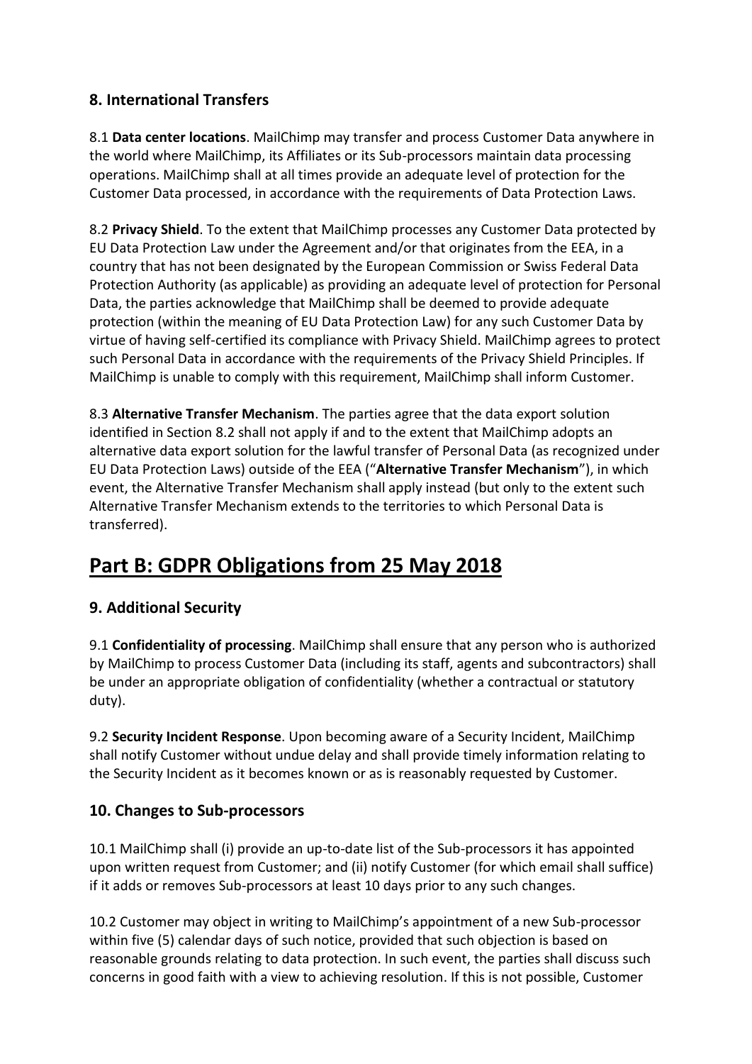### 8. International Transfers

8.1 **Data center locations**. MailChimp may transfer and process Customer Data anywhere in the world where MailChimp, its Affiliates or its Sub-processors maintain data processing operations. MailChimp shall at all times provide an adequate level of protection for the Customer Data processed, in accordance with the requirements of Data Protection Laws.

8.2 **Privacy Shield**. To the extent that MailChimp processes any Customer Data protected by EU Data Protection Law under the Agreement and/or that originates from the EEA, in a country that has not been designated by the European Commission or Swiss Federal Data Protection Authority (as applicable) as providing an adequate level of protection for Personal Data, the parties acknowledge that MailChimp shall be deemed to provide adequate protection (within the meaning of EU Data Protection Law) for any such Customer Data by virtue of having self-certified its compliance with Privacy Shield. MailChimp agrees to protect such Personal Data in accordance with the requirements of the Privacy Shield Principles. If MailChimp is unable to comply with this requirement, MailChimp shall inform Customer.

8.3 **Alternative Transfer Mechanism**. The parties agree that the data export solution identified in Section 8.2 shall not apply if and to the extent that MailChimp adopts an alternative data export solution for the lawful transfer of Personal Data (as recognized under EU Data Protection Laws) outside of the EEA ("**Alternative Transfer Mechanism**"), in which event, the Alternative Transfer Mechanism shall apply instead (but only to the extent such Alternative Transfer Mechanism extends to the territories to which Personal Data is transferred).

## Part B: GDPR Obligations from 25 May 2018

### 9. Additional Security

9.1 **Confidentiality of processing**. MailChimp shall ensure that any person who is authorized by MailChimp to process Customer Data (including its staff, agents and subcontractors) shall be under an appropriate obligation of confidentiality (whether a contractual or statutory duty).

9.2 **Security Incident Response**. Upon becoming aware of a Security Incident, MailChimp shall notify Customer without undue delay and shall provide timely information relating to the Security Incident as it becomes known or as is reasonably requested by Customer.

### 10. Changes to Sub-processors

10.1 MailChimp shall (i) provide an up-to-date list of the Sub-processors it has appointed upon written request from Customer; and (ii) notify Customer (for which email shall suffice) if it adds or removes Sub-processors at least 10 days prior to any such changes.

10.2 Customer may object in writing to MailChimp's appointment of a new Sub-processor within five (5) calendar days of such notice, provided that such objection is based on reasonable grounds relating to data protection. In such event, the parties shall discuss such concerns in good faith with a view to achieving resolution. If this is not possible, Customer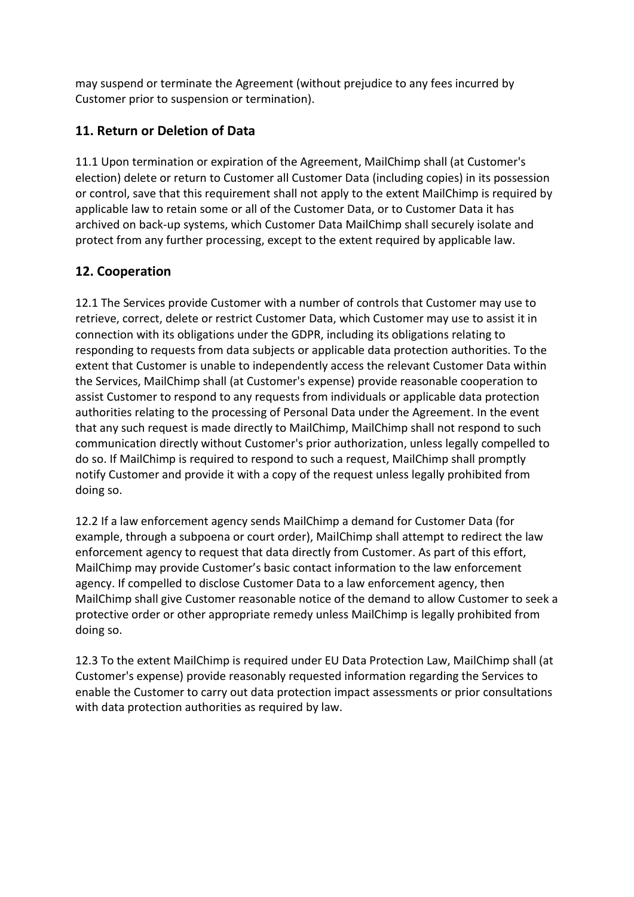may suspend or terminate the Agreement (without prejudice to any fees incurred by Customer prior to suspension or termination).

## 11. Return or Deletion of Data

11.1 Upon termination or expiration of the Agreement, MailChimp shall (at Customer's election) delete or return to Customer all Customer Data (including copies) in its possession or control, save that this requirement shall not apply to the extent MailChimp is required by applicable law to retain some or all of the Customer Data, or to Customer Data it has archived on back-up systems, which Customer Data MailChimp shall securely isolate and protect from any further processing, except to the extent required by applicable law.

## 12. Cooperation

12.1 The Services provide Customer with a number of controls that Customer may use to retrieve, correct, delete or restrict Customer Data, which Customer may use to assist it in connection with its obligations under the GDPR, including its obligations relating to responding to requests from data subjects or applicable data protection authorities. To the extent that Customer is unable to independently access the relevant Customer Data within the Services, MailChimp shall (at Customer's expense) provide reasonable cooperation to assist Customer to respond to any requests from individuals or applicable data protection authorities relating to the processing of Personal Data under the Agreement. In the event that any such request is made directly to MailChimp, MailChimp shall not respond to such communication directly without Customer's prior authorization, unless legally compelled to do so. If MailChimp is required to respond to such a request, MailChimp shall promptly notify Customer and provide it with a copy of the request unless legally prohibited from doing so.

12.2 If a law enforcement agency sends MailChimp a demand for Customer Data (for example, through a subpoena or court order), MailChimp shall attempt to redirect the law enforcement agency to request that data directly from Customer. As part of this effort, MailChimp may provide Customer's basic contact information to the law enforcement agency. If compelled to disclose Customer Data to a law enforcement agency, then MailChimp shall give Customer reasonable notice of the demand to allow Customer to seek a protective order or other appropriate remedy unless MailChimp is legally prohibited from doing so.

12.3 To the extent MailChimp is required under EU Data Protection Law, MailChimp shall (at Customer's expense) provide reasonably requested information regarding the Services to enable the Customer to carry out data protection impact assessments or prior consultations with data protection authorities as required by law.